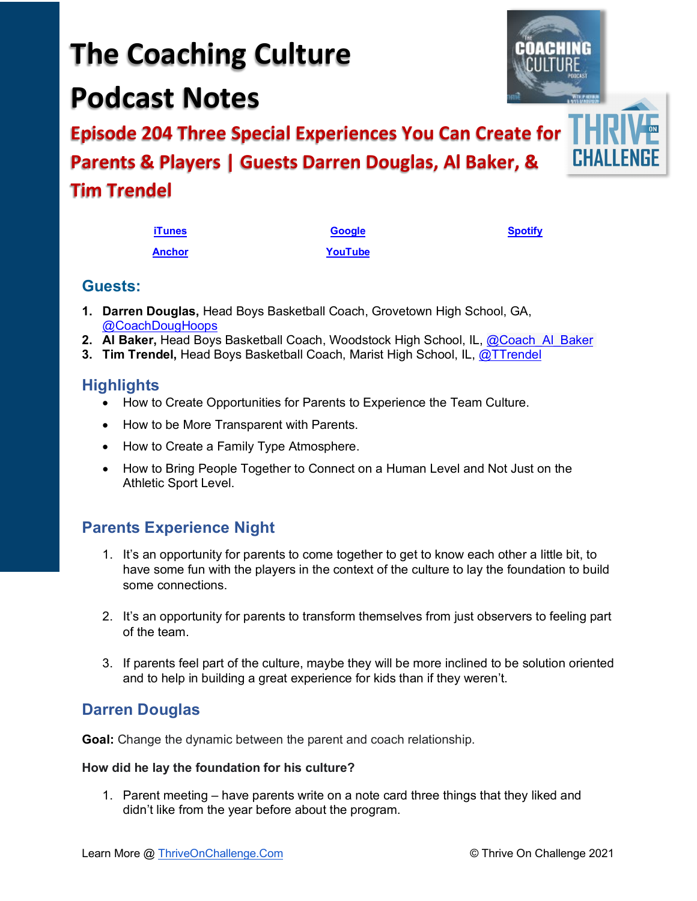# The Coaching Culture Podcast Notes

## Episode 204 Three Special Experiences You Can Create for Parents & Players | Guests Darren Douglas, Al Baker, & Tim Trendel

iTunes | Google | Spotify
Anchor | YouTube

### Guests:

1. **Darren Douglas,** Head Boys Basketball Coach, Grovetown High School, GA, @CoachDougHoops
2. **Al Baker,** Head Boys Basketball Coach, Woodstock High School, IL, @Coach_Al_Baker
3. **Tim Trendel,** Head Boys Basketball Coach, Marist High School, IL, @TTrendel

### Highlights

- How to Create Opportunities for Parents to Experience the Team Culture.
- How to be More Transparent with Parents.
- How to Create a Family Type Atmosphere.
- How to Bring People Together to Connect on a Human Level and Not Just on the Athletic Sport Level.

### Parents Experience Night

1. It's an opportunity for parents to come together to get to know each other a little bit, to have some fun with the players in the context of the culture to lay the foundation to build some connections.
2. It's an opportunity for parents to transform themselves from just observers to feeling part of the team.
3. If parents feel part of the culture, maybe they will be more inclined to be solution oriented and to help in building a great experience for kids than if they weren't.

### Darren Douglas

**Goal:** Change the dynamic between the parent and coach relationship.

**How did he lay the foundation for his culture?**

1. Parent meeting – have parents write on a note card three things that they liked and didn't like from the year before about the program.

Learn More @ ThriveOnChallenge.Com © Thrive On Challenge 2021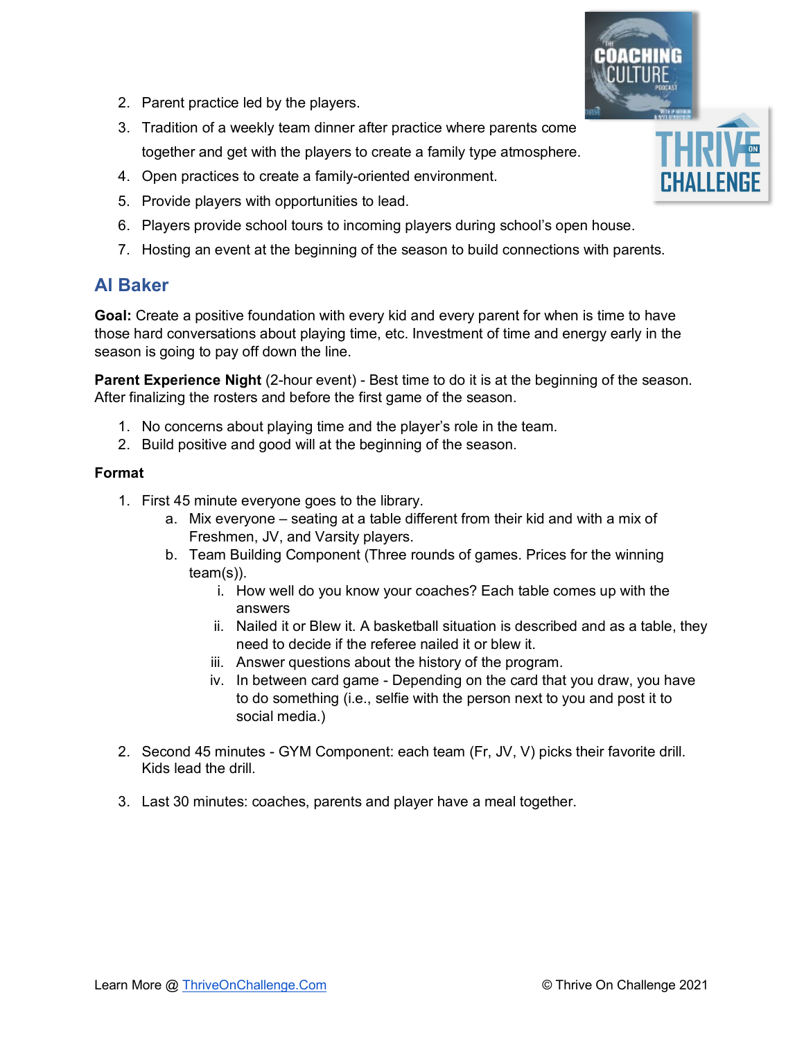2. Parent practice led by the players.
3. Tradition of a weekly team dinner after practice where parents come together and get with the players to create a family type atmosphere.
4. Open practices to create a family-oriented environment.
5. Provide players with opportunities to lead.
6. Players provide school tours to incoming players during school's open house.
7. Hosting an event at the beginning of the season to build connections with parents.

## Al Baker

**Goal:** Create a positive foundation with every kid and every parent for when is time to have those hard conversations about playing time, etc. Investment of time and energy early in the season is going to pay off down the line.

**Parent Experience Night** (2-hour event) - Best time to do it is at the beginning of the season. After finalizing the rosters and before the first game of the season.

1. No concerns about playing time and the player's role in the team.
2. Build positive and good will at the beginning of the season.

**Format**

1. First 45 minute everyone goes to the library.
   a. Mix everyone – seating at a table different from their kid and with a mix of Freshmen, JV, and Varsity players.
   b. Team Building Component (Three rounds of games. Prices for the winning team(s)).
      i. How well do you know your coaches? Each table comes up with the answers
      ii. Nailed it or Blew it. A basketball situation is described and as a table, they need to decide if the referee nailed it or blew it.
      iii. Answer questions about the history of the program.
      iv. In between card game - Depending on the card that you draw, you have to do something (i.e., selfie with the person next to you and post it to social media.)

2. Second 45 minutes - GYM Component: each team (Fr, JV, V) picks their favorite drill. Kids lead the drill.

3. Last 30 minutes: coaches, parents and player have a meal together.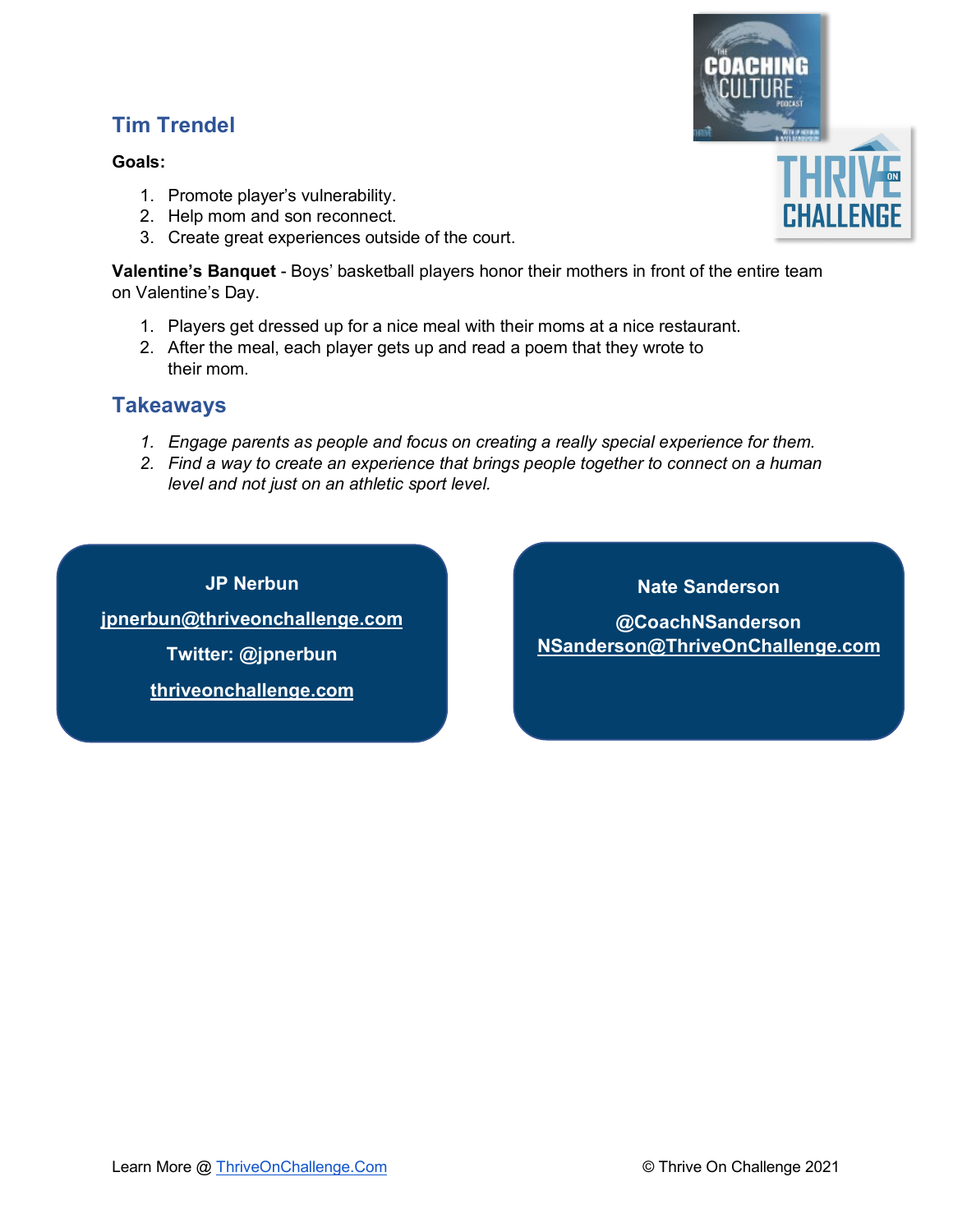## Tim Trendel

**Goals:**

1. Promote player's vulnerability.
2. Help mom and son reconnect.
3. Create great experiences outside of the court.

**Valentine's Banquet** - Boys' basketball players honor their mothers in front of the entire team on Valentine's Day.

1. Players get dressed up for a nice meal with their moms at a nice restaurant.
2. After the meal, each player gets up and read a poem that they wrote to their mom.

## Takeaways

1. *Engage parents as people and focus on creating a really special experience for them.*
2. *Find a way to create an experience that brings people together to connect on a human level and not just on an athletic sport level.*

**JP Nerbun**

**jpnerbun@thriveonchallenge.com**

**Twitter: @jpnerbun**

**thriveonchallenge.com**

**Nate Sanderson**

**@CoachNSanderson**
**NSanderson@ThriveOnChallenge.com**

Learn More @ ThriveOnChallenge.Com

© Thrive On Challenge 2021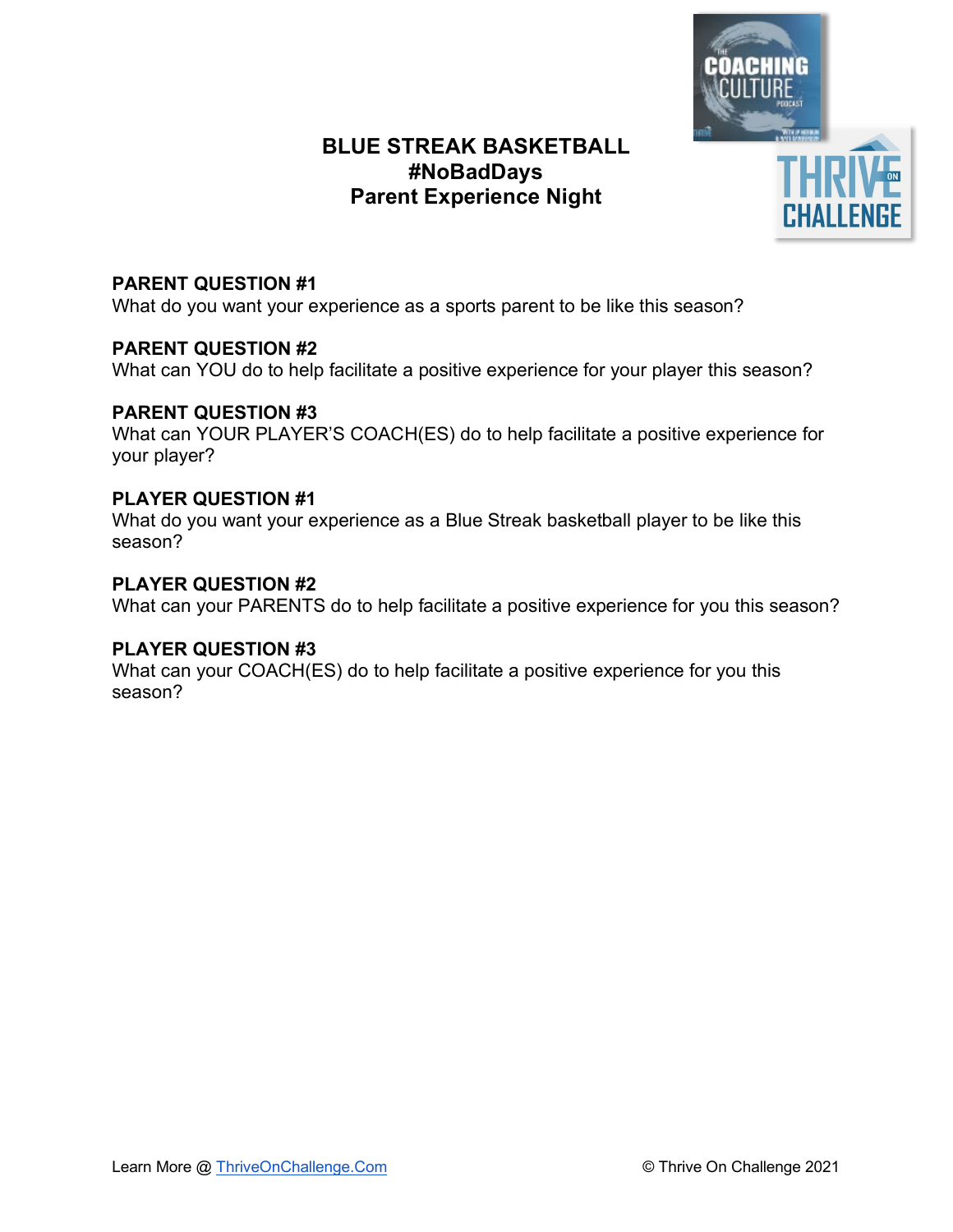# BLUE STREAK BASKETBALL
## #NoBadDays
## Parent Experience Night

**PARENT QUESTION #1**
What do you want your experience as a sports parent to be like this season?

**PARENT QUESTION #2**
What can YOU do to help facilitate a positive experience for your player this season?

**PARENT QUESTION #3**
What can YOUR PLAYER'S COACH(ES) do to help facilitate a positive experience for your player?

**PLAYER QUESTION #1**
What do you want your experience as a Blue Streak basketball player to be like this season?

**PLAYER QUESTION #2**
What can your PARENTS do to help facilitate a positive experience for you this season?

**PLAYER QUESTION #3**
What can your COACH(ES) do to help facilitate a positive experience for you this season?

Learn More @ [ThriveOnChallenge.Com](https://ThriveOnChallenge.Com) © Thrive On Challenge 2021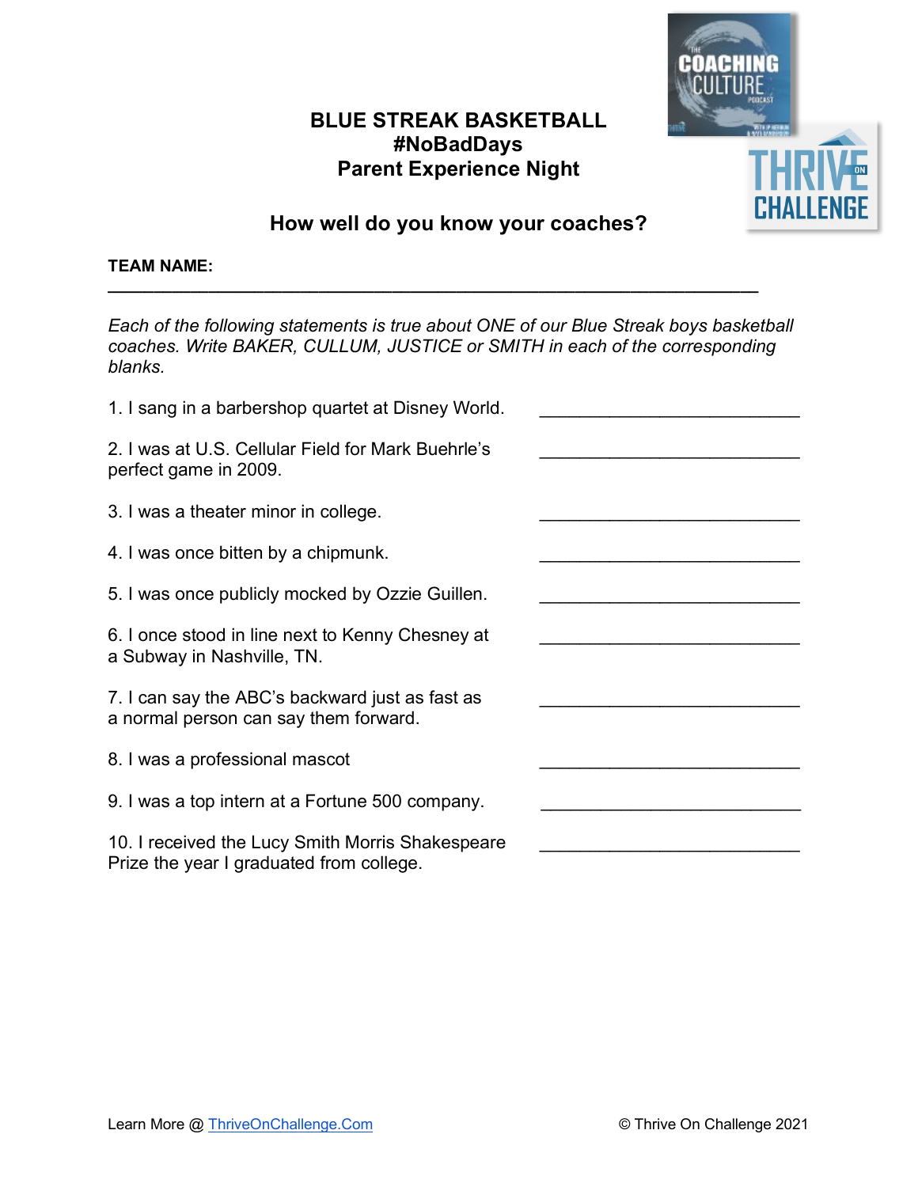# BLUE STREAK BASKETBALL
# #NoBadDays
# Parent Experience Night

## How well do you know your coaches?

**TEAM NAME:** ____________________________________________________________

*Each of the following statements is true about ONE of our Blue Streak boys basketball coaches. Write BAKER, CULLUM, JUSTICE or SMITH in each of the corresponding blanks.*

1. I sang in a barbershop quartet at Disney World. ______________________________
2. I was at U.S. Cellular Field for Mark Buehrle's perfect game in 2009. ______________________________
3. I was a theater minor in college. ______________________________
4. I was once bitten by a chipmunk. ______________________________
5. I was once publicly mocked by Ozzie Guillen. ______________________________
6. I once stood in line next to Kenny Chesney at a Subway in Nashville, TN. ______________________________
7. I can say the ABC's backward just as fast as a normal person can say them forward. ______________________________
8. I was a professional mascot ______________________________
9. I was a top intern at a Fortune 500 company. ______________________________
10. I received the Lucy Smith Morris Shakespeare Prize the year I graduated from college. ______________________________

Learn More @ [ThriveOnChallenge.Com](https://ThriveOnChallenge.Com)

© Thrive On Challenge 2021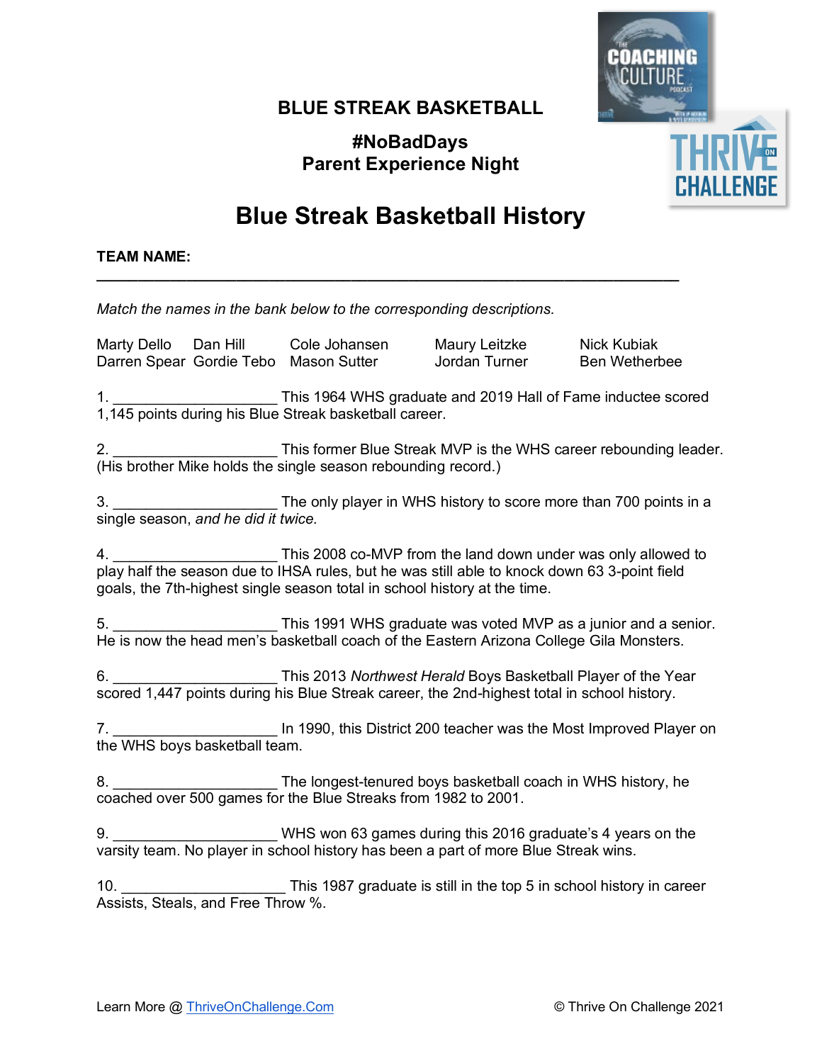**BLUE STREAK BASKETBALL**

**#NoBadDays**
**Parent Experience Night**

# Blue Streak Basketball History

**TEAM NAME:** ______________________________________________________________

*Match the names in the bank below to the corresponding descriptions.*

| | | | | |
|---|---|---|---|---|
| Marty Dello | Dan Hill | Cole Johansen | Maury Leitzke | Nick Kubiak |
| Darren Spear | Gordie Tebo | Mason Sutter | Jordan Turner | Ben Wetherbee |

1. ____________________ This 1964 WHS graduate and 2019 Hall of Fame inductee scored 1,145 points during his Blue Streak basketball career.

2. ____________________ This former Blue Streak MVP is the WHS career rebounding leader. (His brother Mike holds the single season rebounding record.)

3. ____________________ The only player in WHS history to score more than 700 points in a single season, *and he did it twice.*

4. ____________________ This 2008 co-MVP from the land down under was only allowed to play half the season due to IHSA rules, but he was still able to knock down 63 3-point field goals, the 7th-highest single season total in school history at the time.

5. ____________________ This 1991 WHS graduate was voted MVP as a junior and a senior. He is now the head men's basketball coach of the Eastern Arizona College Gila Monsters.

6. ____________________ This 2013 *Northwest Herald* Boys Basketball Player of the Year scored 1,447 points during his Blue Streak career, the 2nd-highest total in school history.

7. ____________________ In 1990, this District 200 teacher was the Most Improved Player on the WHS boys basketball team.

8. ____________________ The longest-tenured boys basketball coach in WHS history, he coached over 500 games for the Blue Streaks from 1982 to 2001.

9. ____________________ WHS won 63 games during this 2016 graduate's 4 years on the varsity team. No player in school history has been a part of more Blue Streak wins.

10. ____________________ This 1987 graduate is still in the top 5 in school history in career Assists, Steals, and Free Throw %.

Learn More @ ThriveOnChallenge.Com © Thrive On Challenge 2021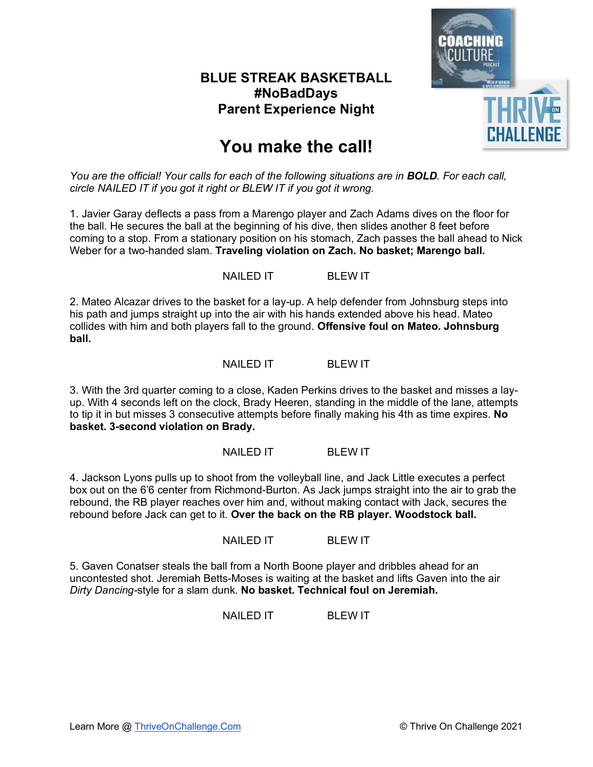**BLUE STREAK BASKETBALL**
**#NoBadDays**
**Parent Experience Night**

# You make the call!

*You are the official! Your calls for each of the following situations are in **BOLD**. For each call, circle NAILED IT if you got it right or BLEW IT if you got it wrong.*

1. Javier Garay deflects a pass from a Marengo player and Zach Adams dives on the floor for the ball. He secures the ball at the beginning of his dive, then slides another 8 feet before coming to a stop. From a stationary position on his stomach, Zach passes the ball ahead to Nick Weber for a two-handed slam. **Traveling violation on Zach. No basket; Marengo ball.**

NAILED IT BLEW IT

2. Mateo Alcazar drives to the basket for a lay-up. A help defender from Johnsburg steps into his path and jumps straight up into the air with his hands extended above his head. Mateo collides with him and both players fall to the ground. **Offensive foul on Mateo. Johnsburg ball.**

NAILED IT BLEW IT

3. With the 3rd quarter coming to a close, Kaden Perkins drives to the basket and misses a lay-up. With 4 seconds left on the clock, Brady Heeren, standing in the middle of the lane, attempts to tip it in but misses 3 consecutive attempts before finally making his 4th as time expires. **No basket. 3-second violation on Brady.**

NAILED IT BLEW IT

4. Jackson Lyons pulls up to shoot from the volleyball line, and Jack Little executes a perfect box out on the 6'6 center from Richmond-Burton. As Jack jumps straight into the air to grab the rebound, the RB player reaches over him and, without making contact with Jack, secures the rebound before Jack can get to it. **Over the back on the RB player. Woodstock ball.**

NAILED IT BLEW IT

5. Gaven Conatser steals the ball from a North Boone player and dribbles ahead for an uncontested shot. Jeremiah Betts-Moses is waiting at the basket and lifts Gaven into the air *Dirty Dancing*-style for a slam dunk. **No basket. Technical foul on Jeremiah.**

NAILED IT BLEW IT

Learn More @ [ThriveOnChallenge.Com](https://ThriveOnChallenge.Com) © Thrive On Challenge 2021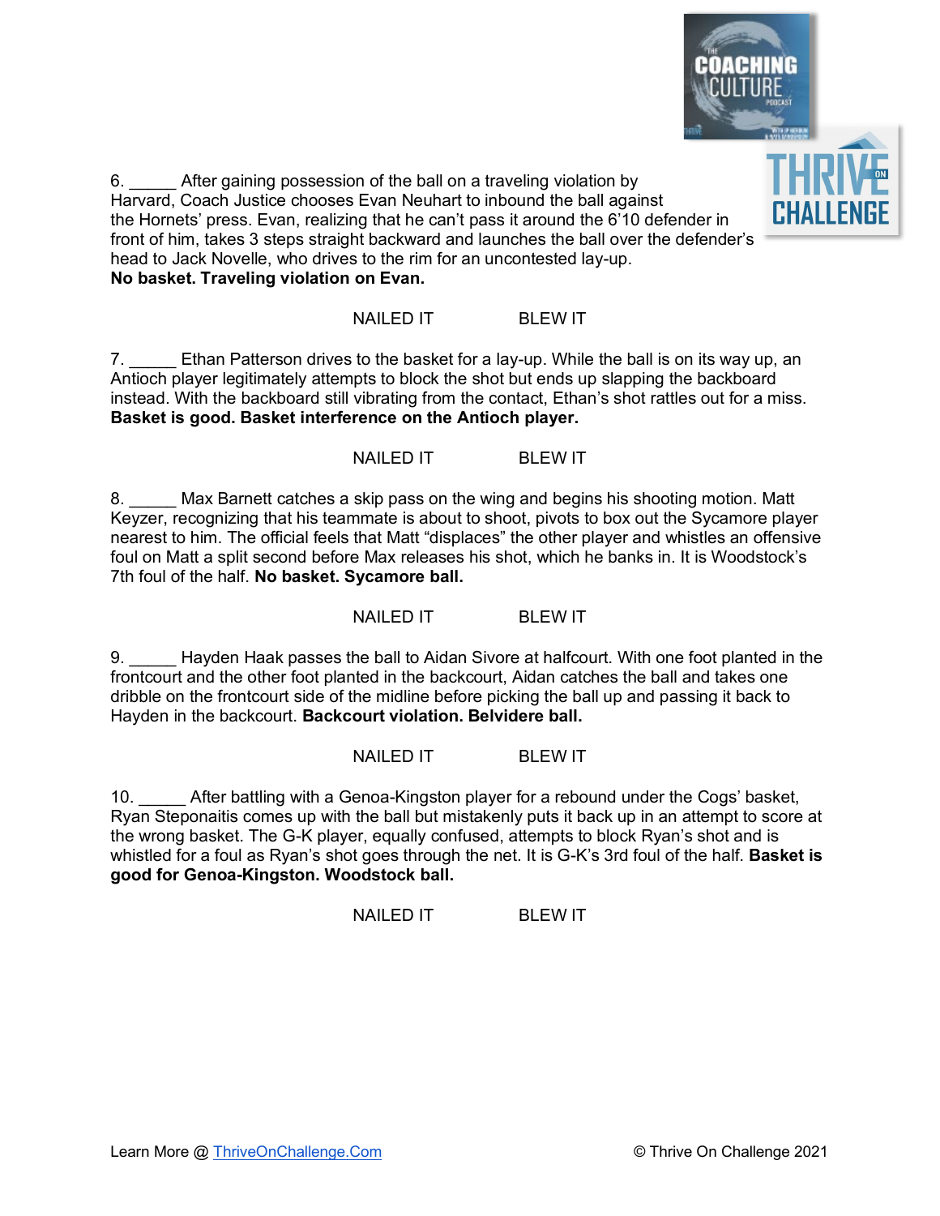6. _____ After gaining possession of the ball on a traveling violation by Harvard, Coach Justice chooses Evan Neuhart to inbound the ball against the Hornets' press. Evan, realizing that he can't pass it around the 6'10 defender in front of him, takes 3 steps straight backward and launches the ball over the defender's head to Jack Novelle, who drives to the rim for an uncontested lay-up. **No basket. Traveling violation on Evan.**

NAILED IT BLEW IT

7. _____ Ethan Patterson drives to the basket for a lay-up. While the ball is on its way up, an Antioch player legitimately attempts to block the shot but ends up slapping the backboard instead. With the backboard still vibrating from the contact, Ethan's shot rattles out for a miss. **Basket is good. Basket interference on the Antioch player.**

NAILED IT BLEW IT

8. _____ Max Barnett catches a skip pass on the wing and begins his shooting motion. Matt Keyzer, recognizing that his teammate is about to shoot, pivots to box out the Sycamore player nearest to him. The official feels that Matt "displaces" the other player and whistles an offensive foul on Matt a split second before Max releases his shot, which he banks in. It is Woodstock's 7th foul of the half. **No basket. Sycamore ball.**

NAILED IT BLEW IT

9. _____ Hayden Haak passes the ball to Aidan Sivore at halfcourt. With one foot planted in the frontcourt and the other foot planted in the backcourt, Aidan catches the ball and takes one dribble on the frontcourt side of the midline before picking the ball up and passing it back to Hayden in the backcourt. **Backcourt violation. Belvidere ball.**

NAILED IT BLEW IT

10. _____ After battling with a Genoa-Kingston player for a rebound under the Cogs' basket, Ryan Steponaitis comes up with the ball but mistakenly puts it back up in an attempt to score at the wrong basket. The G-K player, equally confused, attempts to block Ryan's shot and is whistled for a foul as Ryan's shot goes through the net. It is G-K's 3rd foul of the half. **Basket is good for Genoa-Kingston. Woodstock ball.**

NAILED IT BLEW IT

Learn More @ ThriveOnChallenge.Com © Thrive On Challenge 2021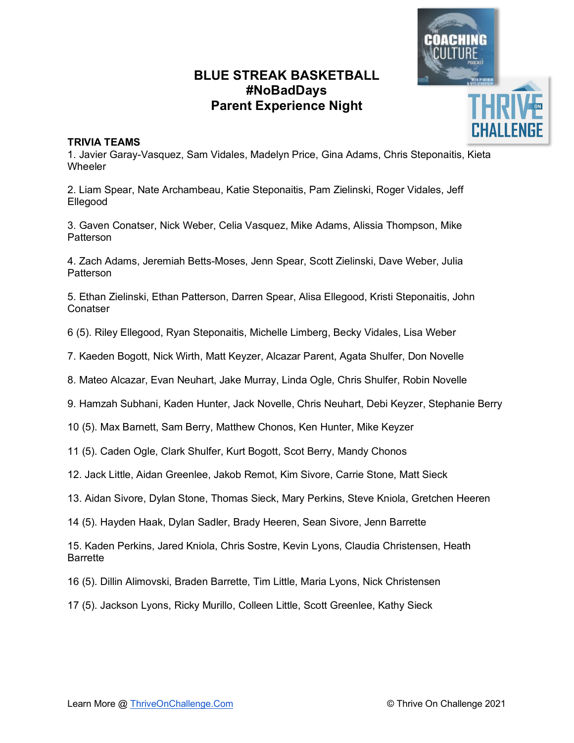# BLUE STREAK BASKETBALL
## #NoBadDays
## Parent Experience Night

**TRIVIA TEAMS**

1. Javier Garay-Vasquez, Sam Vidales, Madelyn Price, Gina Adams, Chris Steponaitis, Kieta Wheeler

2. Liam Spear, Nate Archambeau, Katie Steponaitis, Pam Zielinski, Roger Vidales, Jeff Ellegood

3. Gaven Conatser, Nick Weber, Celia Vasquez, Mike Adams, Alissia Thompson, Mike Patterson

4. Zach Adams, Jeremiah Betts-Moses, Jenn Spear, Scott Zielinski, Dave Weber, Julia Patterson

5. Ethan Zielinski, Ethan Patterson, Darren Spear, Alisa Ellegood, Kristi Steponaitis, John Conatser

6 (5). Riley Ellegood, Ryan Steponaitis, Michelle Limberg, Becky Vidales, Lisa Weber

7. Kaeden Bogott, Nick Wirth, Matt Keyzer, Alcazar Parent, Agata Shulfer, Don Novelle

8. Mateo Alcazar, Evan Neuhart, Jake Murray, Linda Ogle, Chris Shulfer, Robin Novelle

9. Hamzah Subhani, Kaden Hunter, Jack Novelle, Chris Neuhart, Debi Keyzer, Stephanie Berry

10 (5). Max Barnett, Sam Berry, Matthew Chonos, Ken Hunter, Mike Keyzer

11 (5). Caden Ogle, Clark Shulfer, Kurt Bogott, Scot Berry, Mandy Chonos

12. Jack Little, Aidan Greenlee, Jakob Remot, Kim Sivore, Carrie Stone, Matt Sieck

13. Aidan Sivore, Dylan Stone, Thomas Sieck, Mary Perkins, Steve Kniola, Gretchen Heeren

14 (5). Hayden Haak, Dylan Sadler, Brady Heeren, Sean Sivore, Jenn Barrette

15. Kaden Perkins, Jared Kniola, Chris Sostre, Kevin Lyons, Claudia Christensen, Heath Barrette

16 (5). Dillin Alimovski, Braden Barrette, Tim Little, Maria Lyons, Nick Christensen

17 (5). Jackson Lyons, Ricky Murillo, Colleen Little, Scott Greenlee, Kathy Sieck

Learn More @ ThriveOnChallenge.Com © Thrive On Challenge 2021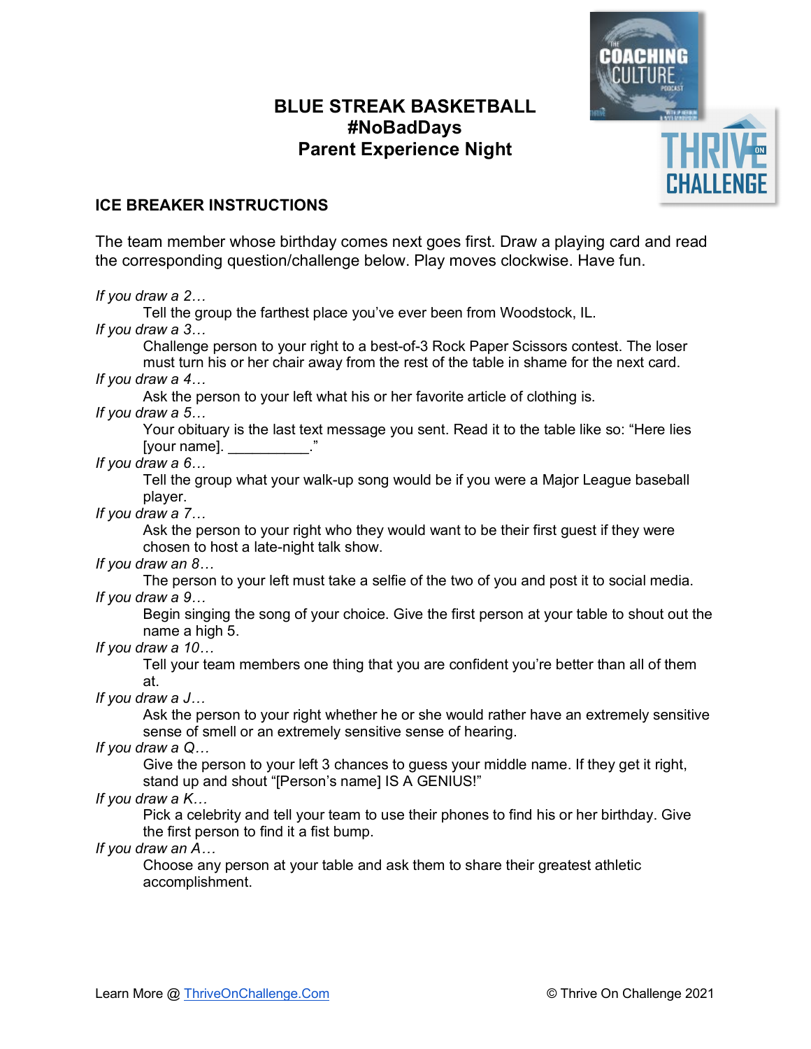# BLUE STREAK BASKETBALL
# #NoBadDays
# Parent Experience Night

## ICE BREAKER INSTRUCTIONS

The team member whose birthday comes next goes first. Draw a playing card and read the corresponding question/challenge below. Play moves clockwise. Have fun.

*If you draw a 2…*
Tell the group the farthest place you've ever been from Woodstock, IL.

*If you draw a 3…*
Challenge person to your right to a best-of-3 Rock Paper Scissors contest. The loser must turn his or her chair away from the rest of the table in shame for the next card.

*If you draw a 4…*
Ask the person to your left what his or her favorite article of clothing is.

*If you draw a 5…*
Your obituary is the last text message you sent. Read it to the table like so: "Here lies [your name]. __________."

*If you draw a 6…*
Tell the group what your walk-up song would be if you were a Major League baseball player.

*If you draw a 7…*
Ask the person to your right who they would want to be their first guest if they were chosen to host a late-night talk show.

*If you draw an 8…*
The person to your left must take a selfie of the two of you and post it to social media.

*If you draw a 9…*
Begin singing the song of your choice. Give the first person at your table to shout out the name a high 5.

*If you draw a 10…*
Tell your team members one thing that you are confident you're better than all of them at.

*If you draw a J…*
Ask the person to your right whether he or she would rather have an extremely sensitive sense of smell or an extremely sensitive sense of hearing.

*If you draw a Q…*
Give the person to your left 3 chances to guess your middle name. If they get it right, stand up and shout "[Person's name] IS A GENIUS!"

*If you draw a K…*
Pick a celebrity and tell your team to use their phones to find his or her birthday. Give the first person to find it a fist bump.

*If you draw an A…*
Choose any person at your table and ask them to share their greatest athletic accomplishment.

Learn More @ ThriveOnChallenge.Com © Thrive On Challenge 2021